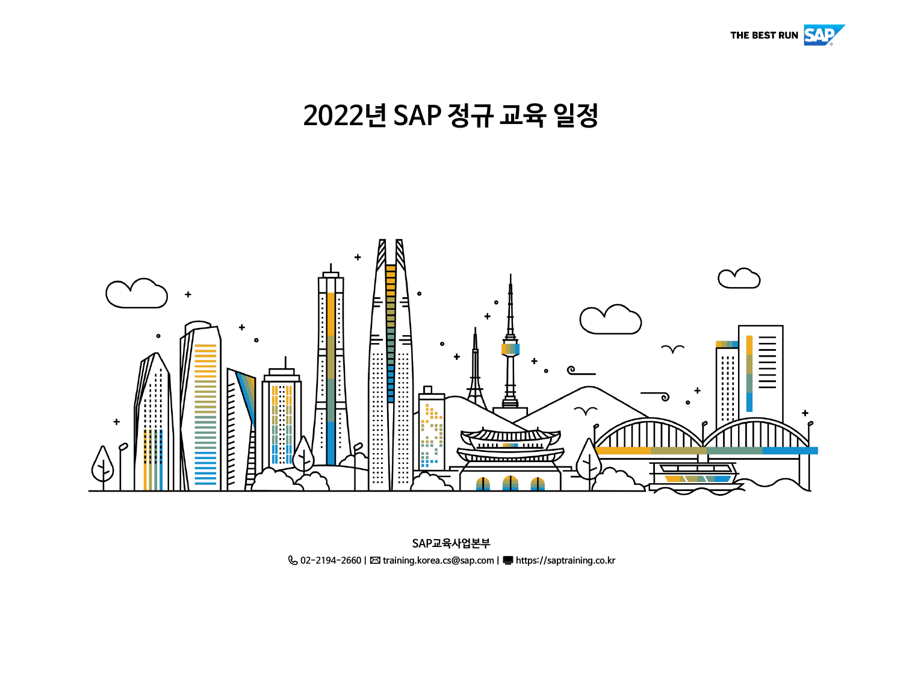THE BEST RUN SAP

# 2022년 SAP 정규 교육 일정

SAP교육사업본부

02-2194-2660 | training.korea.cs@sap.com | https://saptraining.co.kr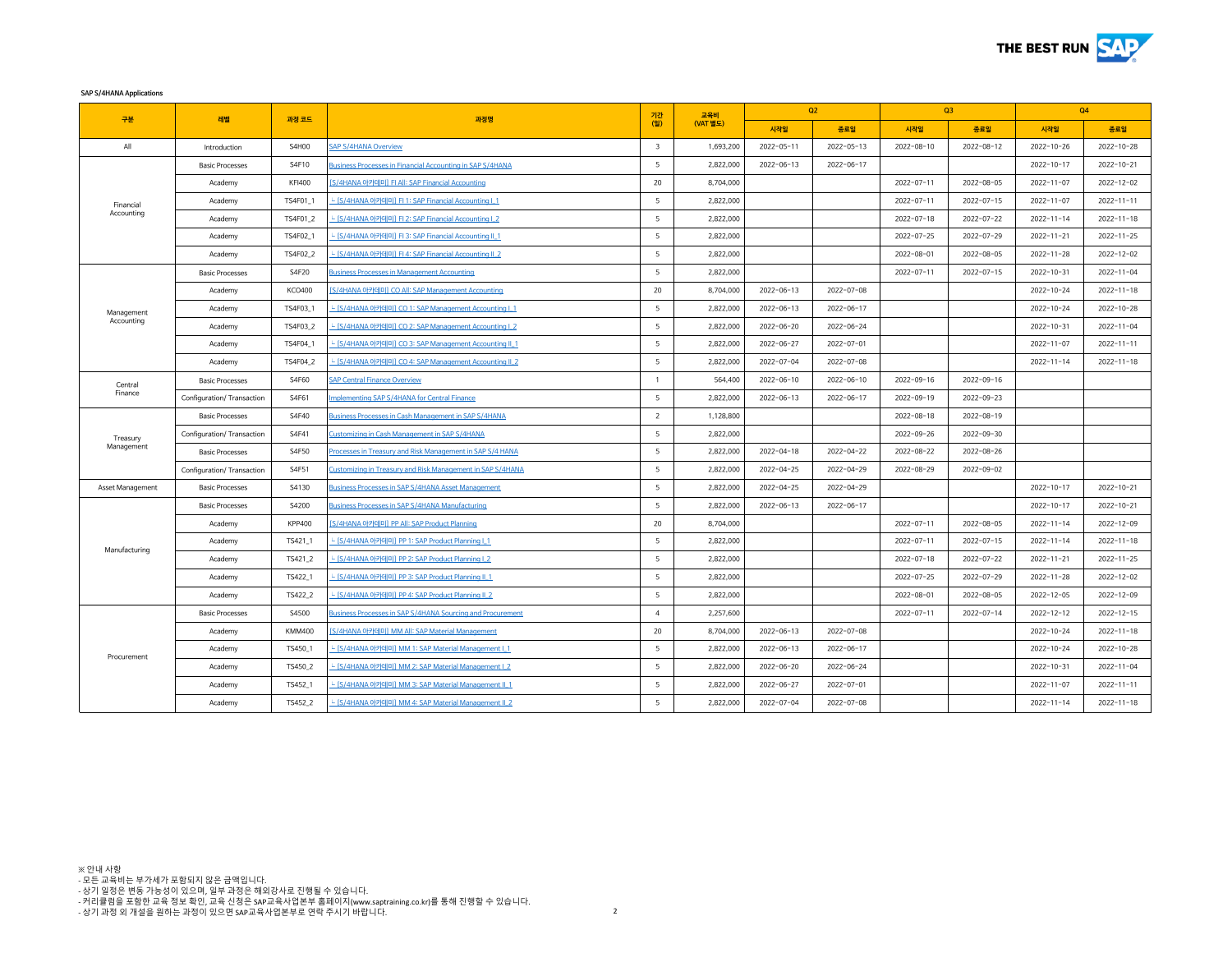SAP S/4HANA Applications

| 구분 | 레벨 | 과정 코드 | 과정명 | 기간 (일) | 교육비 (VAT 별도) | Q2 | | Q3 | | Q4 | |
|---|---|---|---|---|---|---|---|---|---|---|---|
| | | | | | | 시작일 | 종료일 | 시작일 | 종료일 | 시작일 | 종료일 |
| All | Introduction | S4H00 | SAP S/4HANA Overview | 3 | 1,693,200 | 2022-05-11 | 2022-05-13 | 2022-08-10 | 2022-08-12 | 2022-10-26 | 2022-10-28 |
| Financial Accounting | Basic Processes | S4F10 | Business Processes in Financial Accounting in SAP S/4HANA | 5 | 2,822,000 | 2022-06-13 | 2022-06-17 | | | 2022-10-17 | 2022-10-21 |
| | Academy | KFI400 | [S/4HANA 아카데미] FI All: SAP Financial Accounting | 20 | 8,704,000 | | | 2022-07-11 | 2022-08-05 | 2022-11-07 | 2022-12-02 |
| | Academy | TS4F01_1 | - [S/4HANA 아카데미] FI 1: SAP Financial Accounting I_1 | 5 | 2,822,000 | | | 2022-07-11 | 2022-07-15 | 2022-11-07 | 2022-11-11 |
| | Academy | TS4F01_2 | - [S/4HANA 아카데미] FI 2: SAP Financial Accounting I_2 | 5 | 2,822,000 | | | 2022-07-18 | 2022-07-22 | 2022-11-14 | 2022-11-18 |
| | Academy | TS4F02_1 | - [S/4HANA 아카데미] FI 3: SAP Financial Accounting II_1 | 5 | 2,822,000 | | | 2022-07-25 | 2022-07-29 | 2022-11-21 | 2022-11-25 |
| | Academy | TS4F02_2 | - [S/4HANA 아카데미] FI 4: SAP Financial Accounting II_2 | 5 | 2,822,000 | | | 2022-08-01 | 2022-08-05 | 2022-11-28 | 2022-12-02 |
| Management Accounting | Basic Processes | S4F20 | Business Processes in Management Accounting | 5 | 2,822,000 | | | 2022-07-11 | 2022-07-15 | 2022-10-31 | 2022-11-04 |
| | Academy | KCO400 | [S/4HANA 아카데미] CO All: SAP Management Accounting | 20 | 8,704,000 | 2022-06-13 | 2022-07-08 | | | 2022-10-24 | 2022-11-18 |
| | Academy | TS4F03_1 | - [S/4HANA 아카데미] CO 1: SAP Management Accounting I_1 | 5 | 2,822,000 | 2022-06-13 | 2022-06-17 | | | 2022-10-24 | 2022-10-28 |
| | Academy | TS4F03_2 | - [S/4HANA 아카데미] CO 2: SAP Management Accounting I_2 | 5 | 2,822,000 | 2022-06-20 | 2022-06-24 | | | 2022-10-31 | 2022-11-04 |
| | Academy | TS4F04_1 | - [S/4HANA 아카데미] CO 3: SAP Management Accounting II_1 | 5 | 2,822,000 | 2022-06-27 | 2022-07-01 | | | 2022-11-07 | 2022-11-11 |
| | Academy | TS4F04_2 | - [S/4HANA 아카데미] CO 4: SAP Management Accounting II_2 | 5 | 2,822,000 | 2022-07-04 | 2022-07-08 | | | 2022-11-14 | 2022-11-18 |
| Central Finance | Basic Processes | S4F60 | SAP Central Finance Overview | 1 | 564,400 | 2022-06-10 | 2022-06-10 | 2022-09-16 | 2022-09-16 | | |
| | Configuration/ Transaction | S4F61 | Implementing SAP S/4HANA for Central Finance | 5 | 2,822,000 | 2022-06-13 | 2022-06-17 | 2022-09-19 | 2022-09-23 | | |
| Treasury Management | Basic Processes | S4F40 | Business Processes in Cash Management in SAP S/4HANA | 2 | 1,128,800 | | | 2022-08-18 | 2022-08-19 | | |
| | Configuration/ Transaction | S4F41 | Customizing in Cash Management in SAP S/4HANA | 5 | 2,822,000 | | | 2022-09-26 | 2022-09-30 | | |
| | Basic Processes | S4F50 | Processes in Treasury and Risk Management in SAP S/4 HANA | 5 | 2,822,000 | 2022-04-18 | 2022-04-22 | 2022-08-22 | 2022-08-26 | | |
| | Configuration/ Transaction | S4F51 | Customizing in Treasury and Risk Management in SAP S/4HANA | 5 | 2,822,000 | 2022-04-25 | 2022-04-29 | 2022-08-29 | 2022-09-02 | | |
| Asset Management | Basic Processes | S4130 | Business Processes in SAP S/4HANA Asset Management | 5 | 2,822,000 | 2022-04-25 | 2022-04-29 | | | 2022-10-17 | 2022-10-21 |
| Manufacturing | Basic Processes | S4200 | Business Processes in SAP S/4HANA Manufacturing | 5 | 2,822,000 | 2022-06-13 | 2022-06-17 | | | 2022-10-17 | 2022-10-21 |
| | Academy | KPP400 | [S/4HANA 아카데미] PP All: SAP Product Planning | 20 | 8,704,000 | | | 2022-07-11 | 2022-08-05 | 2022-11-14 | 2022-12-09 |
| | Academy | TS421_1 | - [S/4HANA 아카데미] PP 1: SAP Product Planning I_1 | 5 | 2,822,000 | | | 2022-07-11 | 2022-07-15 | 2022-11-14 | 2022-11-18 |
| | Academy | TS421_2 | - [S/4HANA 아카데미] PP 2: SAP Product Planning I_2 | 5 | 2,822,000 | | | 2022-07-18 | 2022-07-22 | 2022-11-21 | 2022-11-25 |
| | Academy | TS422_1 | - [S/4HANA 아카데미] PP 3: SAP Product Planning II_1 | 5 | 2,822,000 | | | 2022-07-25 | 2022-07-29 | 2022-11-28 | 2022-12-02 |
| | Academy | TS422_2 | - [S/4HANA 아카데미] PP 4: SAP Product Planning II_2 | 5 | 2,822,000 | | | 2022-08-01 | 2022-08-05 | 2022-12-05 | 2022-12-09 |
| Procurement | Basic Processes | S4500 | Business Processes in SAP S/4HANA Sourcing and Procurement | 4 | 2,257,600 | | | 2022-07-11 | 2022-07-14 | 2022-12-12 | 2022-12-15 |
| | Academy | KMM400 | [S/4HANA 아카데미] MM All: SAP Material Management | 20 | 8,704,000 | 2022-06-13 | 2022-07-08 | | | 2022-10-24 | 2022-11-18 |
| | Academy | TS450_1 | - [S/4HANA 아카데미] MM 1: SAP Material Management I_1 | 5 | 2,822,000 | 2022-06-13 | 2022-06-17 | | | 2022-10-24 | 2022-10-28 |
| | Academy | TS450_2 | - [S/4HANA 아카데미] MM 2: SAP Material Management I_2 | 5 | 2,822,000 | 2022-06-20 | 2022-06-24 | | | 2022-10-31 | 2022-11-04 |
| | Academy | TS452_1 | - [S/4HANA 아카데미] MM 3: SAP Material Management II_1 | 5 | 2,822,000 | 2022-06-27 | 2022-07-01 | | | 2022-11-07 | 2022-11-11 |
| | Academy | TS452_2 | - [S/4HANA 아카데미] MM 4: SAP Material Management II_2 | 5 | 2,822,000 | 2022-07-04 | 2022-07-08 | | | 2022-11-14 | 2022-11-18 |

※ 안내 사항
- 모든 교육비는 부가세가 포함되지 않은 금액입니다.
- 상기 일정은 변동 가능성이 있으며, 일부 과정은 해외강사로 진행될 수 있습니다.
- 커리큘럼을 포함한 교육 정보 확인, 교육 신청은 SAP교육사업본부 홈페이지(www.saptraining.co.kr)를 통해 진행할 수 있습니다.
- 상기 과정 외 개설을 원하는 과정이 있으면 SAP교육사업본부로 연락 주시기 바랍니다.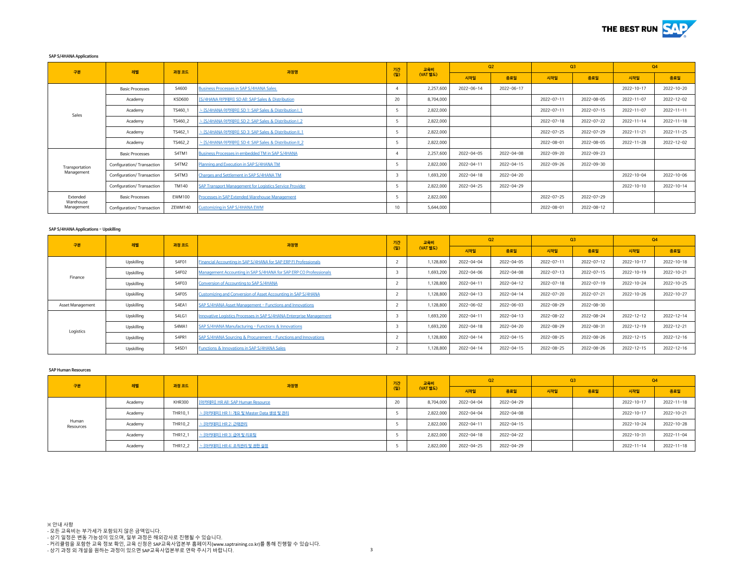**SAP S/4HANA Applications**

| 구분 | 레벨 | 과정 코드 | 과정명 | 기간 (일) | 교육비 (VAT 별도) | Q2 | | Q3 | | Q4 | |
|---|---|---|---|---|---|---|---|---|---|---|---|
| | | | | | | 시작일 | 종료일 | 시작일 | 종료일 | 시작일 | 종료일 |
| Sales | Basic Processes | S4600 | Business Processes in SAP S/4HANA Sales | 4 | 2,257,600 | 2022-06-14 | 2022-06-17 | | | 2022-10-17 | 2022-10-20 |
| | Academy | KSD600 | [S/4HANA 아카데미] SD All: SAP Sales & Distribution | 20 | 8,704,000 | | | 2022-07-11 | 2022-08-05 | 2022-11-07 | 2022-12-02 |
| | Academy | TS460_1 | ㄴ [S/4HANA 아카데미] SD 1: SAP Sales & Distribution I_1 | 5 | 2,822,000 | | | 2022-07-11 | 2022-07-15 | 2022-11-07 | 2022-11-11 |
| | Academy | TS460_2 | ㄴ [S/4HANA 아카데미] SD 2: SAP Sales & Distribution I_2 | 5 | 2,822,000 | | | 2022-07-18 | 2022-07-22 | 2022-11-14 | 2022-11-18 |
| | Academy | TS462_1 | ㄴ [S/4HANA 아카데미] SD 3: SAP Sales & Distribution II_1 | 5 | 2,822,000 | | | 2022-07-25 | 2022-07-29 | 2022-11-21 | 2022-11-25 |
| | Academy | TS462_2 | ㄴ [S/4HANA 아카데미] SD 4: SAP Sales & Distribution II_2 | 5 | 2,822,000 | | | 2022-08-01 | 2022-08-05 | 2022-11-28 | 2022-12-02 |
| Transportation Management | Basic Processes | S4TM1 | Business Processes in embedded TM in SAP S/4HANA | 4 | 2,257,600 | 2022-04-05 | 2022-04-08 | 2022-09-20 | 2022-09-23 | | |
| | Configuration/ Transaction | S4TM2 | Planning and Execution in SAP S/4HANA TM | 5 | 2,822,000 | 2022-04-11 | 2022-04-15 | 2022-09-26 | 2022-09-30 | | |
| | Configuration/ Transaction | S4TM3 | Charges and Settlement in SAP S/4HANA TM | 3 | 1,693,200 | 2022-04-18 | 2022-04-20 | | | 2022-10-04 | 2022-10-06 |
| | Configuration/ Transaction | TM140 | SAP Transport Management for Logistics Service Provider | 5 | 2,822,000 | 2022-04-25 | 2022-04-29 | | | 2022-10-10 | 2022-10-14 |
| Extended Warehouse Management | Basic Processes | EWM100 | Processes in SAP Extended Warehouse Management | 5 | 2,822,000 | | | 2022-07-25 | 2022-07-29 | | |
| | Configuration/ Transaction | ZEWM140 | Customizing in SAP S/4HANA EWM | 10 | 5,644,000 | | | 2022-08-01 | 2022-08-12 | | |

**SAP S/4HANA Applications - Upskilling**

| 구분 | 레벨 | 과정 코드 | 과정명 | 기간 (일) | 교육비 (VAT 별도) | Q2 | | Q3 | | Q4 | |
|---|---|---|---|---|---|---|---|---|---|---|---|
| | | | | | | 시작일 | 종료일 | 시작일 | 종료일 | 시작일 | 종료일 |
| Finance | Upskilling | S4F01 | Financial Accounting in SAP S/4HANA for SAP ERP FI Professionals | 2 | 1,128,800 | 2022-04-04 | 2022-04-05 | 2022-07-11 | 2022-07-12 | 2022-10-17 | 2022-10-18 |
| | Upskilling | S4F02 | Management Accounting in SAP S/4HANA for SAP ERP CO Professionals | 3 | 1,693,200 | 2022-04-06 | 2022-04-08 | 2022-07-13 | 2022-07-15 | 2022-10-19 | 2022-10-21 |
| | Upskilling | S4F03 | Conversion of Accounting to SAP S/4HANA | 2 | 1,128,800 | 2022-04-11 | 2022-04-12 | 2022-07-18 | 2022-07-19 | 2022-10-24 | 2022-10-25 |
| | Upskilling | S4F05 | Customizing and Conversion of Asset Accounting in SAP S/4HANA | 2 | 1,128,800 | 2022-04-13 | 2022-04-14 | 2022-07-20 | 2022-07-21 | 2022-10-26 | 2022-10-27 |
| Asset Management | Upskilling | S4EA1 | SAP S/4HANA Asset Management - Functions and Innovations | 2 | 1,128,800 | 2022-06-02 | 2022-06-03 | 2022-08-29 | 2022-08-30 | | |
| Logistics | Upskilling | S4LG1 | Innovative Logistics Processes in SAP S/4HANA Enterprise Management | 3 | 1,693,200 | 2022-04-11 | 2022-04-13 | 2022-08-22 | 2022-08-24 | 2022-12-12 | 2022-12-14 |
| | Upskilling | S4MA1 | SAP S/4HANA Manufacturing - Functions & Innovations | 3 | 1,693,200 | 2022-04-18 | 2022-04-20 | 2022-08-29 | 2022-08-31 | 2022-12-19 | 2022-12-21 |
| | Upskilling | S4PR1 | SAP S/4HANA Sourcing & Procurement - Functions and Innovations | 2 | 1,128,800 | 2022-04-14 | 2022-04-15 | 2022-08-25 | 2022-08-26 | 2022-12-15 | 2022-12-16 |
| | Upskilling | S4SD1 | Functions & Innovations in SAP S/4HANA Sales | 2 | 1,128,800 | 2022-04-14 | 2022-04-15 | 2022-08-25 | 2022-08-26 | 2022-12-15 | 2022-12-16 |

**SAP Human Resources**

| 구분 | 레벨 | 과정 코드 | 과정명 | 기간 (일) | 교육비 (VAT 별도) | Q2 | | Q3 | | Q4 | |
|---|---|---|---|---|---|---|---|---|---|---|---|
| | | | | | | 시작일 | 종료일 | 시작일 | 종료일 | 시작일 | 종료일 |
| Human Resources | Academy | KHR300 | [아카데미] HR All: SAP Human Resource | 20 | 8,704,000 | 2022-04-04 | 2022-04-29 | | | 2022-10-17 | 2022-11-18 |
| | Academy | THR10_1 | ㄴ [아카데미] HR 1: 개요 및 Master Data 생성 및 관리 | 5 | 2,822,000 | 2022-04-04 | 2022-04-08 | | | 2022-10-17 | 2022-10-21 |
| | Academy | THR10_2 | ㄴ [아카데미] HR 2: 근태관리 | 5 | 2,822,000 | 2022-04-11 | 2022-04-15 | | | 2022-10-24 | 2022-10-28 |
| | Academy | THR12_1 | ㄴ [아카데미] HR 3: 급여 및 리포팅 | 5 | 2,822,000 | 2022-04-18 | 2022-04-22 | | | 2022-10-31 | 2022-11-04 |
| | Academy | THR12_2 | ㄴ [아카데미] HR 4: 조직관리 및 권한 설정 | 5 | 2,822,000 | 2022-04-25 | 2022-04-29 | | | 2022-11-14 | 2022-11-18 |

※ 안내 사항
- 모든 교육비는 부가세가 포함되지 않은 금액입니다.
- 상기 일정은 변동 가능성이 있으며, 일부 과정은 해외강사로 진행될 수 있습니다.
- 커리큘럼을 포함한 교육 정보 확인, 교육 신청은 SAP교육사업본부 홈페이지(www.saptraining.co.kr)를 통해 진행할 수 있습니다.
- 상기 과정 외 개설을 원하는 과정이 있으면 SAP교육사업본부로 연락 주시기 바랍니다.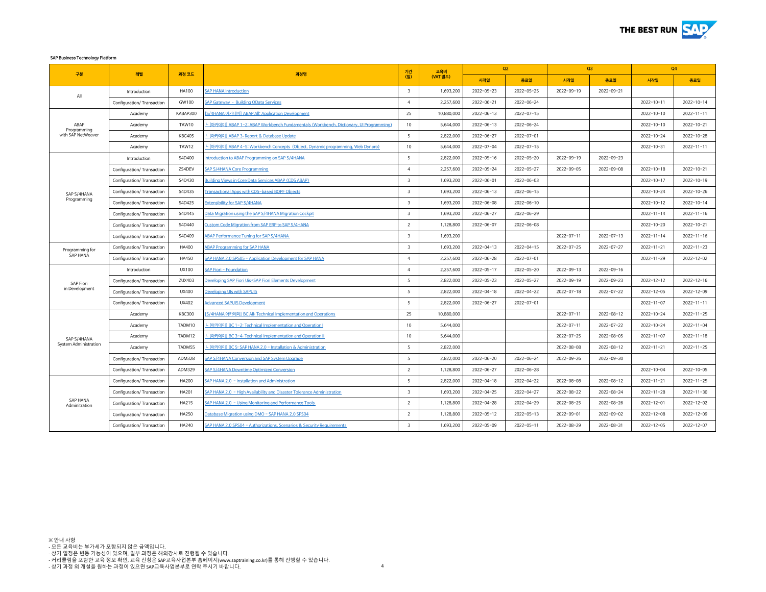**SAP Business Technology Platform**

| 구분 | 레벨 | 과정 코드 | 과정명 | 기간 (일) | 교육비 (VAT 별도) | Q2 | | Q3 | | Q4 | |
|---|---|---|---|---|---|---|---|---|---|---|---|
| | | | | | | 시작일 | 종료일 | 시작일 | 종료일 | 시작일 | 종료일 |
| All | Introduction | HA100 | SAP HANA Introduction | 3 | 1,693,200 | 2022-05-23 | 2022-05-25 | 2022-09-19 | 2022-09-21 | | |
| | Configuration/ Transaction | GW100 | SAP Gateway - Building OData Services | 4 | 2,257,600 | 2022-06-21 | 2022-06-24 | | | 2022-10-11 | 2022-10-14 |
| ABAP Programming with SAP NetWeaver | Academy | KABAP300 | [S/4HANA 아카데미] ABAP All: Application Development | 25 | 10,880,000 | 2022-06-13 | 2022-07-15 | | | 2022-10-10 | 2022-11-11 |
| | Academy | TAW10 | ㄴ[아카데미] ABAP 1-2: ABAP Workbench Fundamentals (Workbench, Dictionary, UI Programming) | 10 | 5,644,000 | 2022-06-13 | 2022-06-24 | | | 2022-10-10 | 2022-10-21 |
| | Academy | KBC405 | ㄴ[아카데미] ABAP 3: Report & Database Update | 5 | 2,822,000 | 2022-06-27 | 2022-07-01 | | | 2022-10-24 | 2022-10-28 |
| | Academy | TAW12 | ㄴ[아카데미] ABAP 4-5: Workbench Concepts (Object, Dynamic programming, Web Dynpro) | 10 | 5,644,000 | 2022-07-04 | 2022-07-15 | | | 2022-10-31 | 2022-11-11 |
| SAP S/4HANA Programming | Introduction | S4D400 | Introduction to ABAP Programming on SAP S/4HANA | 5 | 2,822,000 | 2022-05-16 | 2022-05-20 | 2022-09-19 | 2022-09-23 | | |
| | Configuration/ Transaction | ZS4DEV | SAP S/4HANA Core Programming | 4 | 2,257,600 | 2022-05-24 | 2022-05-27 | 2022-09-05 | 2022-09-08 | 2022-10-18 | 2022-10-21 |
| | Configuration/ Transaction | S4D430 | Building Views in Core Data Services ABAP (CDS ABAP) | 3 | 1,693,200 | 2022-06-01 | 2022-06-03 | | | 2022-10-17 | 2022-10-19 |
| | Configuration/ Transaction | S4D435 | Transactional Apps with CDS-based BOPF Objects | 3 | 1,693,200 | 2022-06-13 | 2022-06-15 | | | 2022-10-24 | 2022-10-26 |
| | Configuration/ Transaction | S4D425 | Extensibility for SAP S/4HANA | 3 | 1,693,200 | 2022-06-08 | 2022-06-10 | | | 2022-10-12 | 2022-10-14 |
| | Configuration/ Transaction | S4D445 | Data Migration using the SAP S/4HANA Migration Cockpit | 3 | 1,693,200 | 2022-06-27 | 2022-06-29 | | | 2022-11-14 | 2022-11-16 |
| | Configuration/ Transaction | S4D440 | Custom Code Migration from SAP ERP to SAP S/4HANA | 2 | 1,128,800 | 2022-06-07 | 2022-06-08 | | | 2022-10-20 | 2022-10-21 |
| | Configuration/ Transaction | S4D409 | ABAP Performance Tuning for SAP S/4HANA | 3 | 1,693,200 | | | 2022-07-11 | 2022-07-13 | 2022-11-14 | 2022-11-16 |
| Programming for SAP HANA | Configuration/ Transaction | HA400 | ABAP Programming for SAP HANA | 3 | 1,693,200 | 2022-04-13 | 2022-04-15 | 2022-07-25 | 2022-07-27 | 2022-11-21 | 2022-11-23 |
| | Configuration/ Transaction | HA450 | SAP HANA 2.0 SPS05 - Application Development for SAP HANA | 4 | 2,257,600 | 2022-06-28 | 2022-07-01 | | | 2022-11-29 | 2022-12-02 |
| SAP Fiori in Development | Introduction | UX100 | SAP Fiori - Foundation | 4 | 2,257,600 | 2022-05-17 | 2022-05-20 | 2022-09-13 | 2022-09-16 | | |
| | Configuration/ Transaction | ZUX403 | Developing SAP Fiori UIs+SAP Fiori Elements Development | 5 | 2,822,000 | 2022-05-23 | 2022-05-27 | 2022-09-19 | 2022-09-23 | 2022-12-12 | 2022-12-16 |
| | Configuration/ Transaction | UX400 | Developing UIs with SAPUI5 | 5 | 2,822,000 | 2022-04-18 | 2022-04-22 | 2022-07-18 | 2022-07-22 | 2022-12-05 | 2022-12-09 |
| | Configuration/ Transaction | UX402 | Advanced SAPUI5 Development | 5 | 2,822,000 | 2022-06-27 | 2022-07-01 | | | 2022-11-07 | 2022-11-11 |
| SAP S/4HANA System Administration | Academy | KBC300 | [S/4HANA 아카데미] BC All: Technical Implementation and Operations | 25 | 10,880,000 | | | 2022-07-11 | 2022-08-12 | 2022-10-24 | 2022-11-25 |
| | Academy | TADM10 | ㄴ[아카데미] BC 1-2: Technical Implementation and Operation I | 10 | 5,644,000 | | | 2022-07-11 | 2022-07-22 | 2022-10-24 | 2022-11-04 |
| | Academy | TADM12 | ㄴ[아카데미] BC 3-4: Technical Implementation and Operation II | 10 | 5,644,000 | | | 2022-07-25 | 2022-08-05 | 2022-11-07 | 2022-11-18 |
| | Academy | TADM55 | ㄴ[아카데미] BC 5: SAP HANA 2.0 - Installation & Administration | 5 | 2,822,000 | | | 2022-08-08 | 2022-08-12 | 2022-11-21 | 2022-11-25 |
| | Configuration/ Transaction | ADM328 | SAP S/4HANA Conversion and SAP System Upgrade | 5 | 2,822,000 | 2022-06-20 | 2022-06-24 | 2022-09-26 | 2022-09-30 | | |
| | Configuration/ Transaction | ADM329 | SAP S/4HANA Downtime Optimized Conversion | 2 | 1,128,800 | 2022-06-27 | 2022-06-28 | | | 2022-10-04 | 2022-10-05 |
| SAP HANA Adminitration | Configuration/ Transaction | HA200 | SAP HANA 2.0 - Installation and Administration | 5 | 2,822,000 | 2022-04-18 | 2022-04-22 | 2022-08-08 | 2022-08-12 | 2022-11-21 | 2022-11-25 |
| | Configuration/ Transaction | HA201 | SAP HANA 2.0 - High Availability and Disaster Tolerance Administration | 3 | 1,693,200 | 2022-04-25 | 2022-04-27 | 2022-08-22 | 2022-08-24 | 2022-11-28 | 2022-11-30 |
| | Configuration/ Transaction | HA215 | SAP HANA 2.0 - Using Monitoring and Performance Tools | 2 | 1,128,800 | 2022-04-28 | 2022-04-29 | 2022-08-25 | 2022-08-26 | 2022-12-01 | 2022-12-02 |
| | Configuration/ Transaction | HA250 | Database Migration using DMO - SAP HANA 2.0 SPS04 | 2 | 1,128,800 | 2022-05-12 | 2022-05-13 | 2022-09-01 | 2022-09-02 | 2022-12-08 | 2022-12-09 |
| | Configuration/ Transaction | HA240 | SAP HANA 2.0 SPS04 - Authorizations, Scenarios & Security Requirements | 3 | 1,693,200 | 2022-05-09 | 2022-05-11 | 2022-08-29 | 2022-08-31 | 2022-12-05 | 2022-12-07 |

※ 안내 사항
- 모든 교육비는 부가세가 포함되지 않은 금액입니다.
- 상기 일정은 변동 가능성이 있으며, 일부 과정은 해외강사로 진행될 수 있습니다.
- 커리큘럼을 포함한 교육 정보 확인, 교육 신청은 SAP교육사업본부 홈페이지(www.saptraining.co.kr)를 통해 진행할 수 있습니다.
- 상기 과정 외 개설을 원하는 과정이 있으면 SAP교육사업본부로 연락 주시기 바랍니다.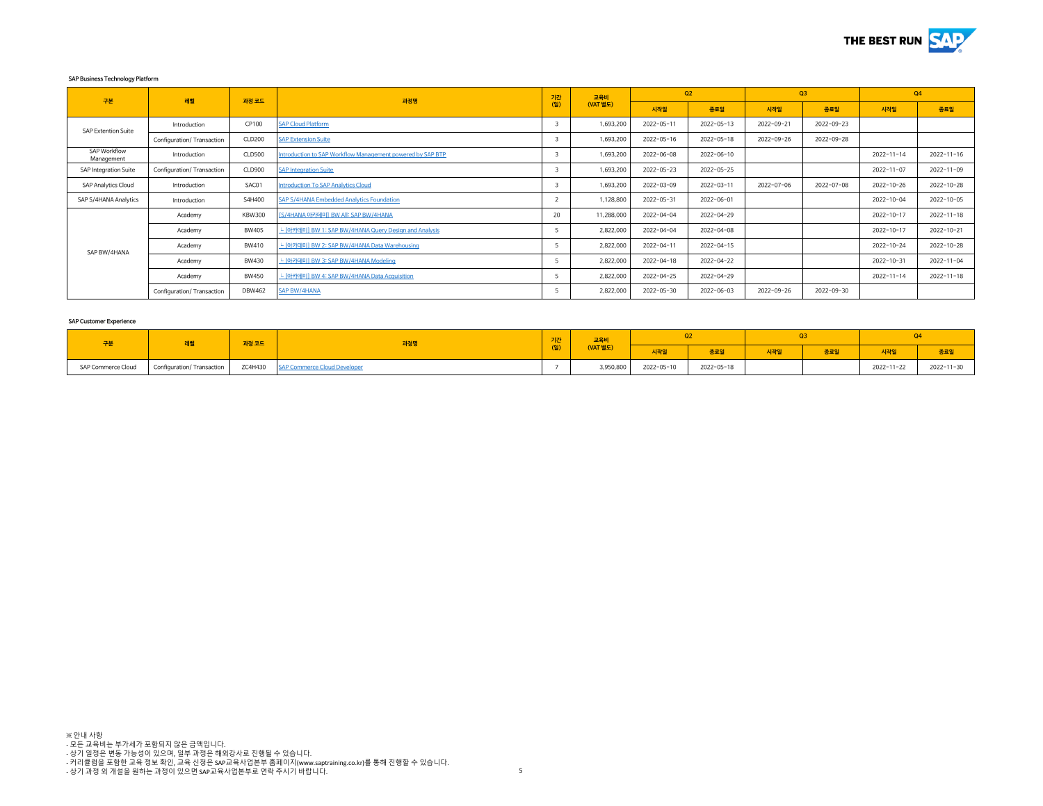### SAP Business Technology Platform

| 구분 | 레벨 | 과정 코드 | 과정명 | 기간 (일) | 교육비 (VAT 별도) | Q2 | | Q3 | | Q4 | |
|---|---|---|---|---|---|---|---|---|---|---|---|
| | | | | | | 시작일 | 종료일 | 시작일 | 종료일 | 시작일 | 종료일 |
| SAP Extention Suite | Introduction | CP100 | SAP Cloud Platform | 3 | 1,693,200 | 2022-05-11 | 2022-05-13 | 2022-09-21 | 2022-09-23 | | |
| | Configuration/ Transaction | CLD200 | SAP Extension Suite | 3 | 1,693,200 | 2022-05-16 | 2022-05-18 | 2022-09-26 | 2022-09-28 | | |
| SAP Workflow Management | Introduction | CLD500 | Introduction to SAP Workflow Management powered by SAP BTP | 3 | 1,693,200 | 2022-06-08 | 2022-06-10 | | | 2022-11-14 | 2022-11-16 |
| SAP Integration Suite | Configuration/ Transaction | CLD900 | SAP Integration Suite | 3 | 1,693,200 | 2022-05-23 | 2022-05-25 | | | 2022-11-07 | 2022-11-09 |
| SAP Analytics Cloud | Introduction | SAC01 | Introduction To SAP Analytics Cloud | 3 | 1,693,200 | 2022-03-09 | 2022-03-11 | 2022-07-06 | 2022-07-08 | 2022-10-26 | 2022-10-28 |
| SAP S/4HANA Analytics | Introduction | S4H400 | SAP S/4HANA Embedded Analytics Foundation | 2 | 1,128,800 | 2022-05-31 | 2022-06-01 | | | 2022-10-04 | 2022-10-05 |
| SAP BW/4HANA | Academy | KBW300 | [S/4HANA 아카데미] BW All: SAP BW/4HANA | 20 | 11,288,000 | 2022-04-04 | 2022-04-29 | | | 2022-10-17 | 2022-11-18 |
| | Academy | BW405 | ㄴ[아카데미] BW 1: SAP BW/4HANA Query Design and Analysis | 5 | 2,822,000 | 2022-04-04 | 2022-04-08 | | | 2022-10-17 | 2022-10-21 |
| | Academy | BW410 | ㄴ[아카데미] BW 2: SAP BW/4HANA Data Warehousing | 5 | 2,822,000 | 2022-04-11 | 2022-04-15 | | | 2022-10-24 | 2022-10-28 |
| | Academy | BW430 | ㄴ[아카데미] BW 3: SAP BW/4HANA Modeling | 5 | 2,822,000 | 2022-04-18 | 2022-04-22 | | | 2022-10-31 | 2022-11-04 |
| | Academy | BW450 | ㄴ[아카데미] BW 4: SAP BW/4HANA Data Acquisition | 5 | 2,822,000 | 2022-04-25 | 2022-04-29 | | | 2022-11-14 | 2022-11-18 |
| | Configuration/ Transaction | DBW462 | SAP BW/4HANA | 5 | 2,822,000 | 2022-05-30 | 2022-06-03 | 2022-09-26 | 2022-09-30 | | |

### SAP Customer Experience

| 구분 | 레벨 | 과정 코드 | 과정명 | 기간 (일) | 교육비 (VAT 별도) | Q2 | | Q3 | | Q4 | |
|---|---|---|---|---|---|---|---|---|---|---|---|
| | | | | | | 시작일 | 종료일 | 시작일 | 종료일 | 시작일 | 종료일 |
| SAP Commerce Cloud | Configuration/ Transaction | ZC4H430 | SAP Commerce Cloud Developer | 7 | 3,950,800 | 2022-05-10 | 2022-05-18 | | | 2022-11-22 | 2022-11-30 |

※ 안내 사항
- 모든 교육비는 부가세가 포함되지 않은 금액입니다.
- 상기 일정은 변동 가능성이 있으며, 일부 과정은 해외강사로 진행될 수 있습니다.
- 커리큘럼을 포함한 교육 정보 확인, 교육 신청은 SAP교육사업본부 홈페이지(www.saptraining.co.kr)를 통해 진행할 수 있습니다.
- 상기 과정 외 개설을 원하는 과정이 있으면 SAP교육사업본부로 연락 주시기 바랍니다.